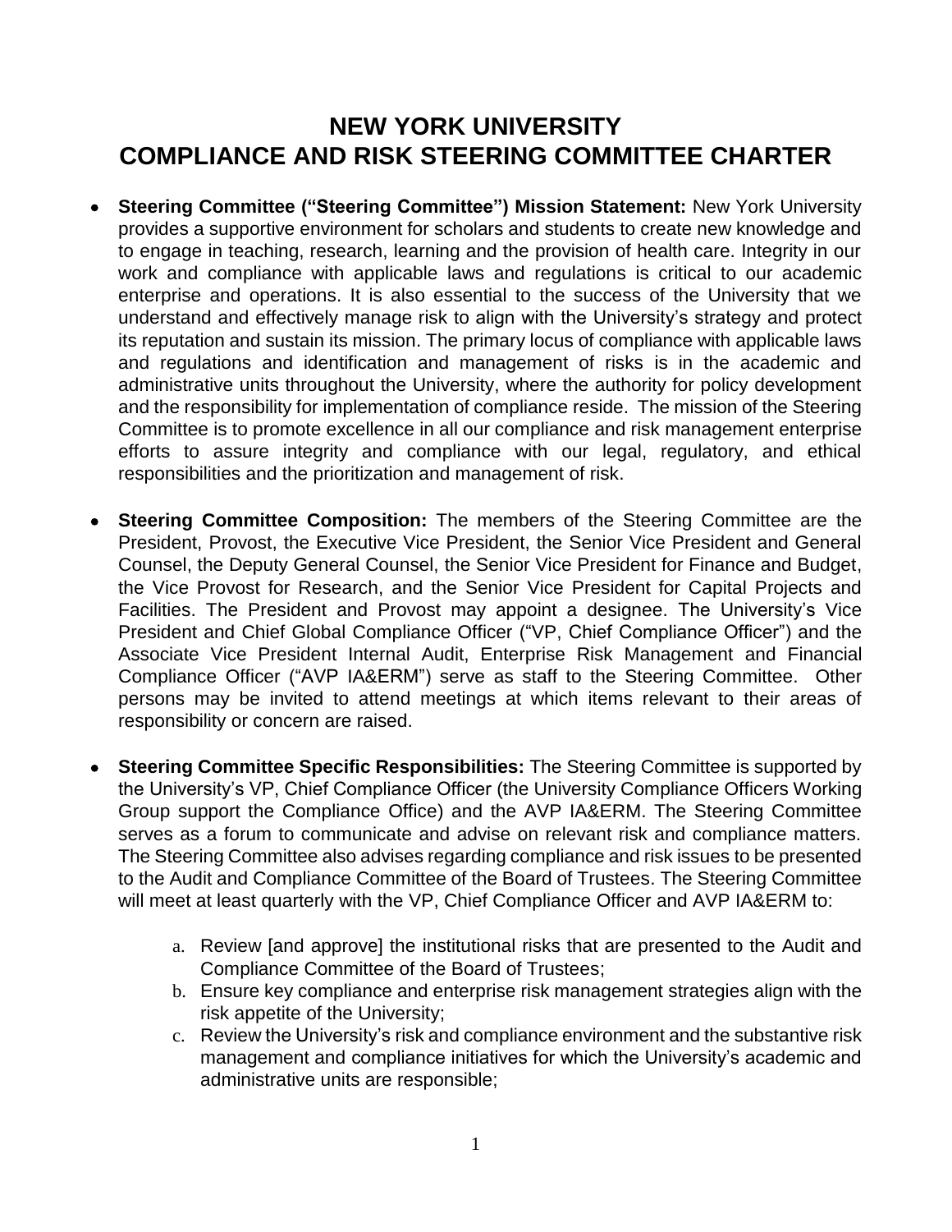# NEW YORK UNIVERSITY
# COMPLIANCE AND RISK STEERING COMMITTEE CHARTER

- **Steering Committee ("Steering Committee") Mission Statement:** New York University provides a supportive environment for scholars and students to create new knowledge and to engage in teaching, research, learning and the provision of health care. Integrity in our work and compliance with applicable laws and regulations is critical to our academic enterprise and operations. It is also essential to the success of the University that we understand and effectively manage risk to align with the University's strategy and protect its reputation and sustain its mission. The primary locus of compliance with applicable laws and regulations and identification and management of risks is in the academic and administrative units throughout the University, where the authority for policy development and the responsibility for implementation of compliance reside. The mission of the Steering Committee is to promote excellence in all our compliance and risk management enterprise efforts to assure integrity and compliance with our legal, regulatory, and ethical responsibilities and the prioritization and management of risk.

- **Steering Committee Composition:** The members of the Steering Committee are the President, Provost, the Executive Vice President, the Senior Vice President and General Counsel, the Deputy General Counsel, the Senior Vice President for Finance and Budget, the Vice Provost for Research, and the Senior Vice President for Capital Projects and Facilities. The President and Provost may appoint a designee. The University's Vice President and Chief Global Compliance Officer ("VP, Chief Compliance Officer") and the Associate Vice President Internal Audit, Enterprise Risk Management and Financial Compliance Officer ("AVP IA&ERM") serve as staff to the Steering Committee. Other persons may be invited to attend meetings at which items relevant to their areas of responsibility or concern are raised.

- **Steering Committee Specific Responsibilities:** The Steering Committee is supported by the University's VP, Chief Compliance Officer (the University Compliance Officers Working Group support the Compliance Office) and the AVP IA&ERM. The Steering Committee serves as a forum to communicate and advise on relevant risk and compliance matters. The Steering Committee also advises regarding compliance and risk issues to be presented to the Audit and Compliance Committee of the Board of Trustees. The Steering Committee will meet at least quarterly with the VP, Chief Compliance Officer and AVP IA&ERM to:

    a. Review [and approve] the institutional risks that are presented to the Audit and Compliance Committee of the Board of Trustees;
    b. Ensure key compliance and enterprise risk management strategies align with the risk appetite of the University;
    c. Review the University's risk and compliance environment and the substantive risk management and compliance initiatives for which the University's academic and administrative units are responsible;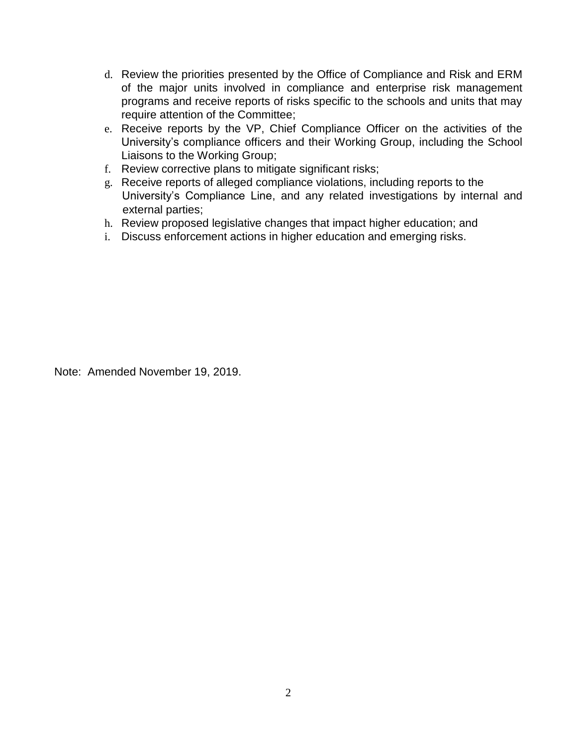d. Review the priorities presented by the Office of Compliance and Risk and ERM of the major units involved in compliance and enterprise risk management programs and receive reports of risks specific to the schools and units that may require attention of the Committee;
e. Receive reports by the VP, Chief Compliance Officer on the activities of the University's compliance officers and their Working Group, including the School Liaisons to the Working Group;
f. Review corrective plans to mitigate significant risks;
g. Receive reports of alleged compliance violations, including reports to the University's Compliance Line, and any related investigations by internal and external parties;
h. Review proposed legislative changes that impact higher education; and
i. Discuss enforcement actions in higher education and emerging risks.

Note: Amended November 19, 2019.